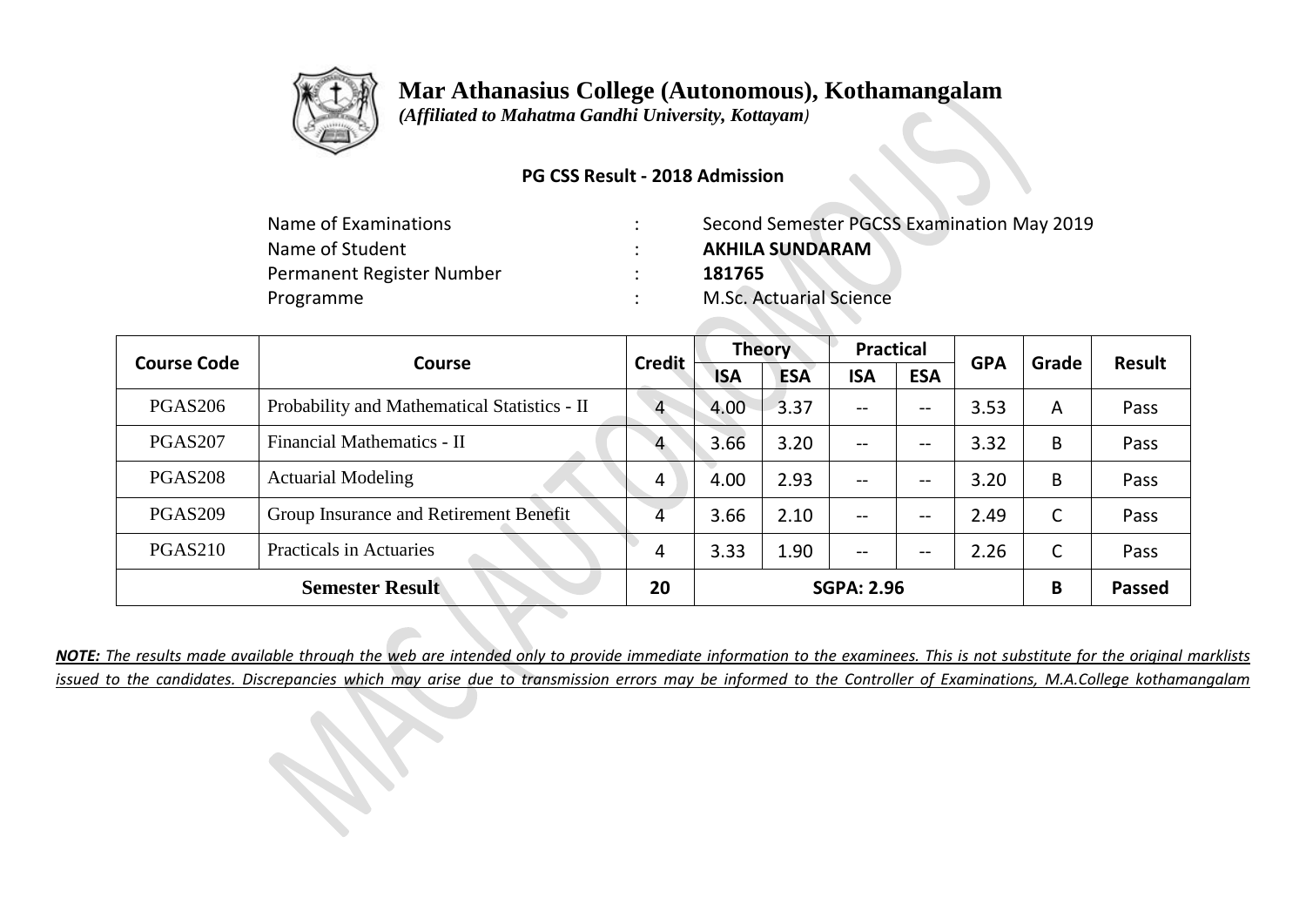# Mar Athanasius College (Autonomous), Kothamangalam

*(Affiliated to Mahatma Gandhi University, Kottayam)*

**PG CSS Result - 2018 Admission**

| | | |
|---|---|---|
| Name of Examinations | : | Second Semester PGCSS Examination May 2019 |
| Name of Student | : | **AKHILA SUNDARAM** |
| Permanent Register Number | : | **181765** |
| Programme | : | M.Sc. Actuarial Science |

| Course Code | Course | Credit | Theory | | Practical | | GPA | Grade | Result |
|---|---|---|---|---|---|---|---|---|---|
| | | | ISA | ESA | ISA | ESA | | | |
| PGAS206 | Probability and Mathematical Statistics - II | 4 | 4.00 | 3.37 | -- | -- | 3.53 | A | Pass |
| PGAS207 | Financial Mathematics - II | 4 | 3.66 | 3.20 | -- | -- | 3.32 | B | Pass |
| PGAS208 | Actuarial Modeling | 4 | 4.00 | 2.93 | -- | -- | 3.20 | B | Pass |
| PGAS209 | Group Insurance and Retirement Benefit | 4 | 3.66 | 2.10 | -- | -- | 2.49 | C | Pass |
| PGAS210 | Practicals in Actuaries | 4 | 3.33 | 1.90 | -- | -- | 2.26 | C | Pass |
| **Semester Result** | | **20** | **SGPA: 2.96** | | | | | **B** | **Passed** |

***NOTE:*** *The results made available through the web are intended only to provide immediate information to the examinees. This is not substitute for the original marklists issued to the candidates. Discrepancies which may arise due to transmission errors may be informed to the Controller of Examinations, M.A.College kothamangalam*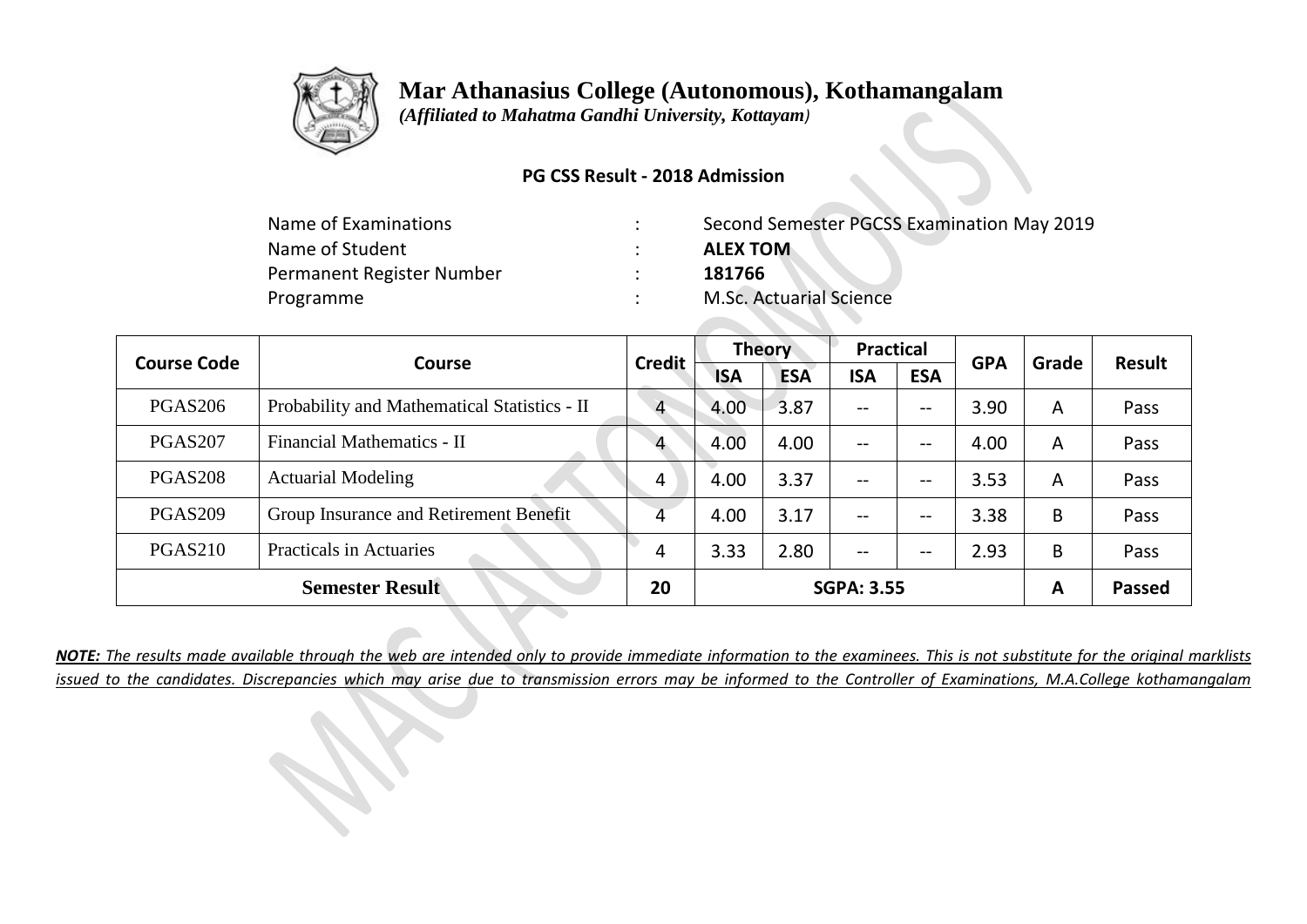# Mar Athanasius College (Autonomous), Kothamangalam

*(Affiliated to Mahatma Gandhi University, Kottayam)*

**PG CSS Result - 2018 Admission**

| | | |
|---|---|---|
| Name of Examinations | : | Second Semester PGCSS Examination May 2019 |
| Name of Student | : | **ALEX TOM** |
| Permanent Register Number | : | **181766** |
| Programme | : | M.Sc. Actuarial Science |

| Course Code | Course | Credit | Theory | | Practical | | GPA | Grade | Result |
|---|---|---|---|---|---|---|---|---|---|
| | | | ISA | ESA | ISA | ESA | | | |
| PGAS206 | Probability and Mathematical Statistics - II | 4 | 4.00 | 3.87 | -- | -- | 3.90 | A | Pass |
| PGAS207 | Financial Mathematics - II | 4 | 4.00 | 4.00 | -- | -- | 4.00 | A | Pass |
| PGAS208 | Actuarial Modeling | 4 | 4.00 | 3.37 | -- | -- | 3.53 | A | Pass |
| PGAS209 | Group Insurance and Retirement Benefit | 4 | 4.00 | 3.17 | -- | -- | 3.38 | B | Pass |
| PGAS210 | Practicals in Actuaries | 4 | 3.33 | 2.80 | -- | -- | 2.93 | B | Pass |
| **Semester Result** | | **20** | **SGPA: 3.55** | | | | | **A** | **Passed** |

***NOTE:*** *The results made available through the web are intended only to provide immediate information to the examinees. This is not substitute for the original marklists issued to the candidates. Discrepancies which may arise due to transmission errors may be informed to the Controller of Examinations, M.A.College kothamangalam*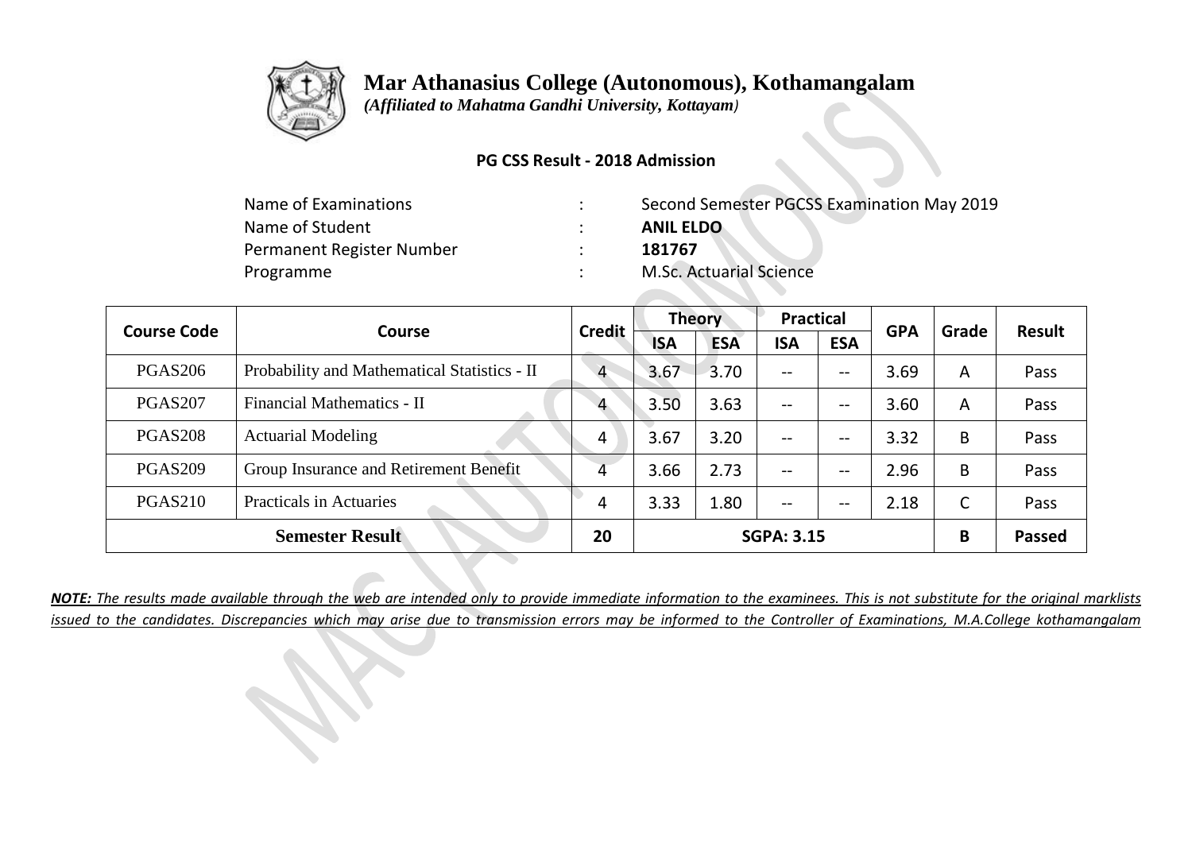# Mar Athanasius College (Autonomous), Kothamangalam

*(Affiliated to Mahatma Gandhi University, Kottayam)*

**PG CSS Result - 2018 Admission**

| | | |
|---|---|---|
| Name of Examinations | : | Second Semester PGCSS Examination May 2019 |
| Name of Student | : | **ANIL ELDO** |
| Permanent Register Number | : | **181767** |
| Programme | : | M.Sc. Actuarial Science |

| Course Code | Course | Credit | Theory | | Practical | | GPA | Grade | Result |
|---|---|---|---|---|---|---|---|---|---|
| | | | ISA | ESA | ISA | ESA | | | |
| PGAS206 | Probability and Mathematical Statistics - II | 4 | 3.67 | 3.70 | -- | -- | 3.69 | A | Pass |
| PGAS207 | Financial Mathematics - II | 4 | 3.50 | 3.63 | -- | -- | 3.60 | A | Pass |
| PGAS208 | Actuarial Modeling | 4 | 3.67 | 3.20 | -- | -- | 3.32 | B | Pass |
| PGAS209 | Group Insurance and Retirement Benefit | 4 | 3.66 | 2.73 | -- | -- | 2.96 | B | Pass |
| PGAS210 | Practicals in Actuaries | 4 | 3.33 | 1.80 | -- | -- | 2.18 | C | Pass |
| **Semester Result** | | **20** | **SGPA: 3.15** | | | | | **B** | **Passed** |

***NOTE:*** *The results made available through the web are intended only to provide immediate information to the examinees. This is not substitute for the original marklists issued to the candidates. Discrepancies which may arise due to transmission errors may be informed to the Controller of Examinations, M.A.College kothamangalam*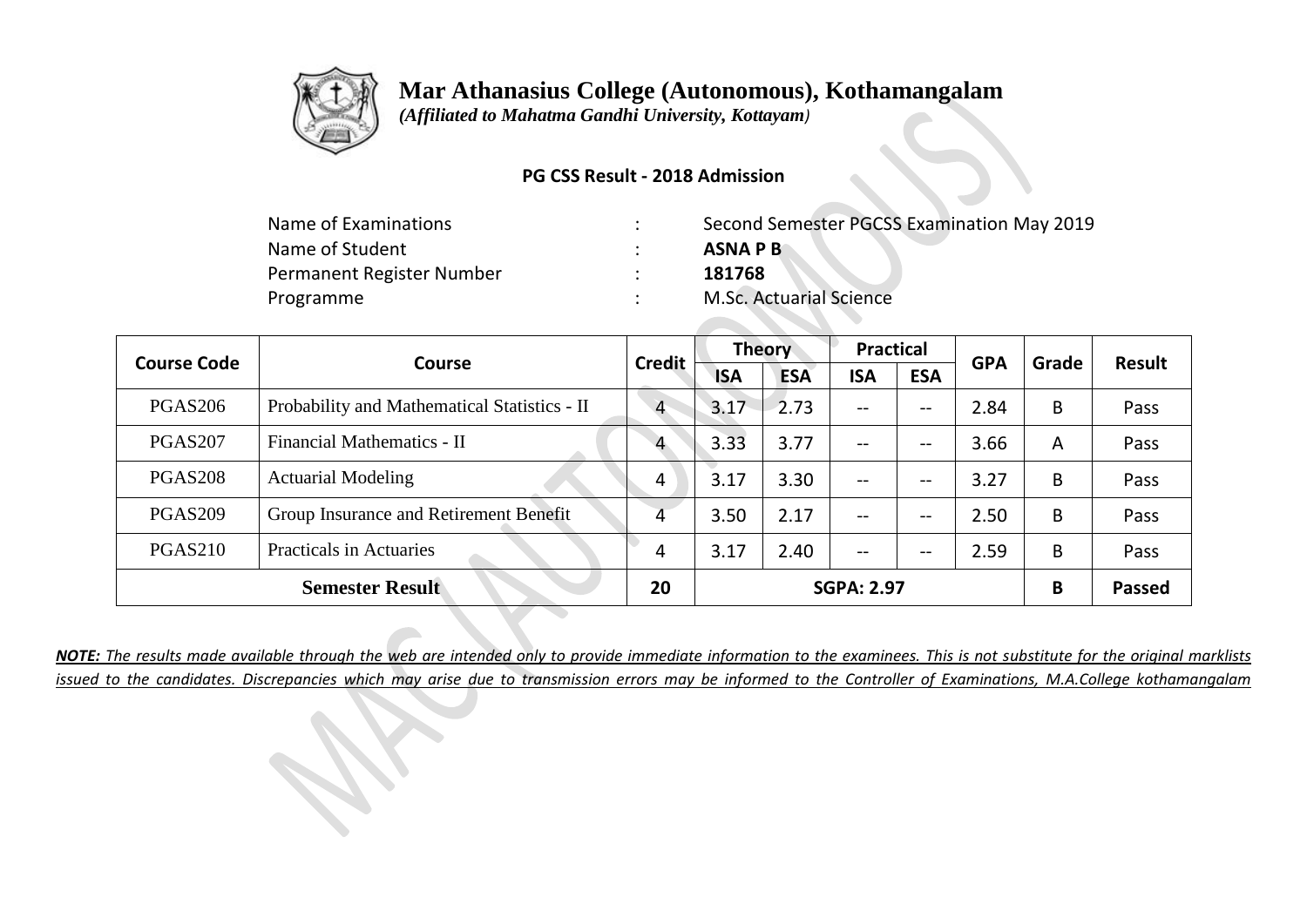# Mar Athanasius College (Autonomous), Kothamangalam

*(Affiliated to Mahatma Gandhi University, Kottayam)*

**PG CSS Result - 2018 Admission**

| | | |
|---|---|---|
| Name of Examinations | : | Second Semester PGCSS Examination May 2019 |
| Name of Student | : | **ASNA P B** |
| Permanent Register Number | : | **181768** |
| Programme | : | M.Sc. Actuarial Science |

| Course Code | Course | Credit | Theory | | Practical | | GPA | Grade | Result |
|---|---|---|---|---|---|---|---|---|---|
| | | | ISA | ESA | ISA | ESA | | | |
| PGAS206 | Probability and Mathematical Statistics - II | 4 | 3.17 | 2.73 | -- | -- | 2.84 | B | Pass |
| PGAS207 | Financial Mathematics - II | 4 | 3.33 | 3.77 | -- | -- | 3.66 | A | Pass |
| PGAS208 | Actuarial Modeling | 4 | 3.17 | 3.30 | -- | -- | 3.27 | B | Pass |
| PGAS209 | Group Insurance and Retirement Benefit | 4 | 3.50 | 2.17 | -- | -- | 2.50 | B | Pass |
| PGAS210 | Practicals in Actuaries | 4 | 3.17 | 2.40 | -- | -- | 2.59 | B | Pass |
| **Semester Result** | | **20** | **SGPA: 2.97** | | | | | **B** | **Passed** |

***NOTE:*** *The results made available through the web are intended only to provide immediate information to the examinees. This is not substitute for the original marklists issued to the candidates. Discrepancies which may arise due to transmission errors may be informed to the Controller of Examinations, M.A.College kothamangalam*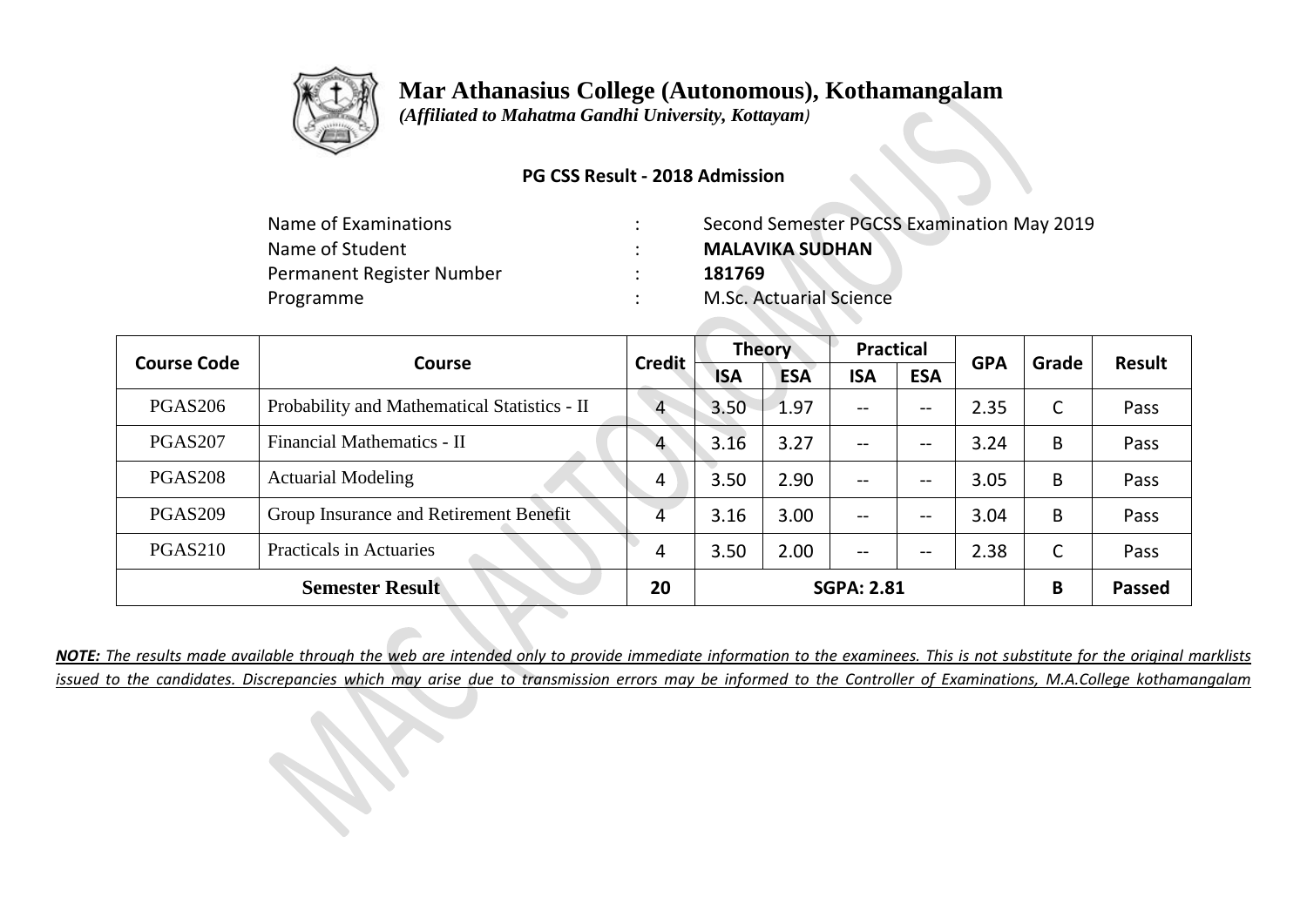# Mar Athanasius College (Autonomous), Kothamangalam

*(Affiliated to Mahatma Gandhi University, Kottayam)*

**PG CSS Result - 2018 Admission**

| | | |
|---|---|---|
| Name of Examinations | : | Second Semester PGCSS Examination May 2019 |
| Name of Student | : | **MALAVIKA SUDHAN** |
| Permanent Register Number | : | **181769** |
| Programme | : | M.Sc. Actuarial Science |

| Course Code | Course | Credit | Theory | | Practical | | GPA | Grade | Result |
|---|---|---|---|---|---|---|---|---|---|
| | | | ISA | ESA | ISA | ESA | | | |
| PGAS206 | Probability and Mathematical Statistics - II | 4 | 3.50 | 1.97 | -- | -- | 2.35 | C | Pass |
| PGAS207 | Financial Mathematics - II | 4 | 3.16 | 3.27 | -- | -- | 3.24 | B | Pass |
| PGAS208 | Actuarial Modeling | 4 | 3.50 | 2.90 | -- | -- | 3.05 | B | Pass |
| PGAS209 | Group Insurance and Retirement Benefit | 4 | 3.16 | 3.00 | -- | -- | 3.04 | B | Pass |
| PGAS210 | Practicals in Actuaries | 4 | 3.50 | 2.00 | -- | -- | 2.38 | C | Pass |
| **Semester Result** | | **20** | **SGPA: 2.81** | | | | | **B** | **Passed** |

***NOTE:** The results made available through the web are intended only to provide immediate information to the examinees. This is not substitute for the original marklists issued to the candidates. Discrepancies which may arise due to transmission errors may be informed to the Controller of Examinations, M.A.College kothamangalam*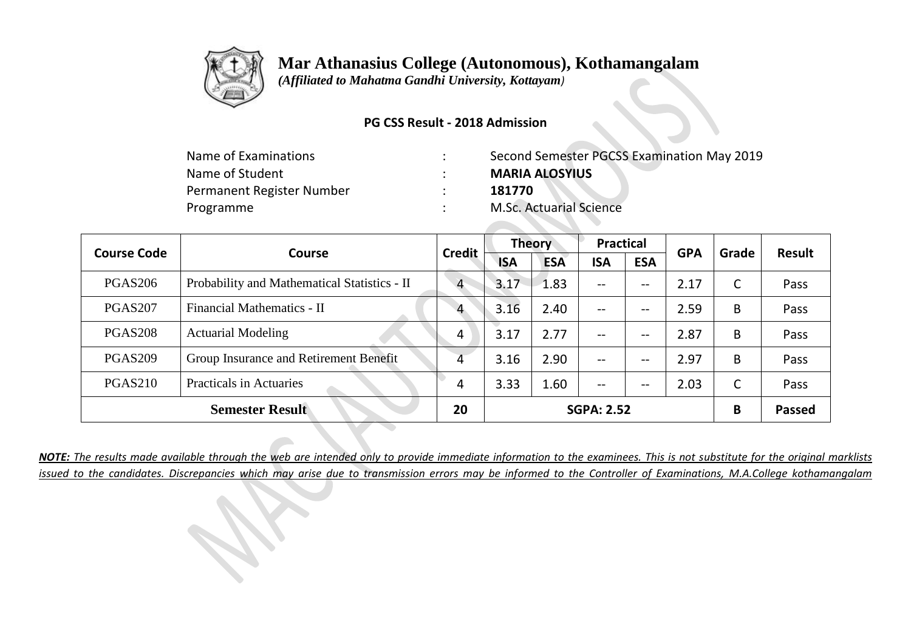# Mar Athanasius College (Autonomous), Kothamangalam

*(Affiliated to Mahatma Gandhi University, Kottayam)*

**PG CSS Result - 2018 Admission**

| | | |
|---|---|---|
| Name of Examinations | : | Second Semester PGCSS Examination May 2019 |
| Name of Student | : | **MARIA ALOSYIUS** |
| Permanent Register Number | : | **181770** |
| Programme | : | M.Sc. Actuarial Science |

| Course Code | Course | Credit | Theory | | Practical | | GPA | Grade | Result |
|---|---|---|---|---|---|---|---|---|---|
| | | | ISA | ESA | ISA | ESA | | | |
| PGAS206 | Probability and Mathematical Statistics - II | 4 | 3.17 | 1.83 | -- | -- | 2.17 | C | Pass |
| PGAS207 | Financial Mathematics - II | 4 | 3.16 | 2.40 | -- | -- | 2.59 | B | Pass |
| PGAS208 | Actuarial Modeling | 4 | 3.17 | 2.77 | -- | -- | 2.87 | B | Pass |
| PGAS209 | Group Insurance and Retirement Benefit | 4 | 3.16 | 2.90 | -- | -- | 2.97 | B | Pass |
| PGAS210 | Practicals in Actuaries | 4 | 3.33 | 1.60 | -- | -- | 2.03 | C | Pass |
| **Semester Result** | | 20 | **SGPA: 2.52** | | | | | B | **Passed** |

***NOTE:*** *The results made available through the web are intended only to provide immediate information to the examinees. This is not substitute for the original marklists issued to the candidates. Discrepancies which may arise due to transmission errors may be informed to the Controller of Examinations, M.A.College kothamangalam*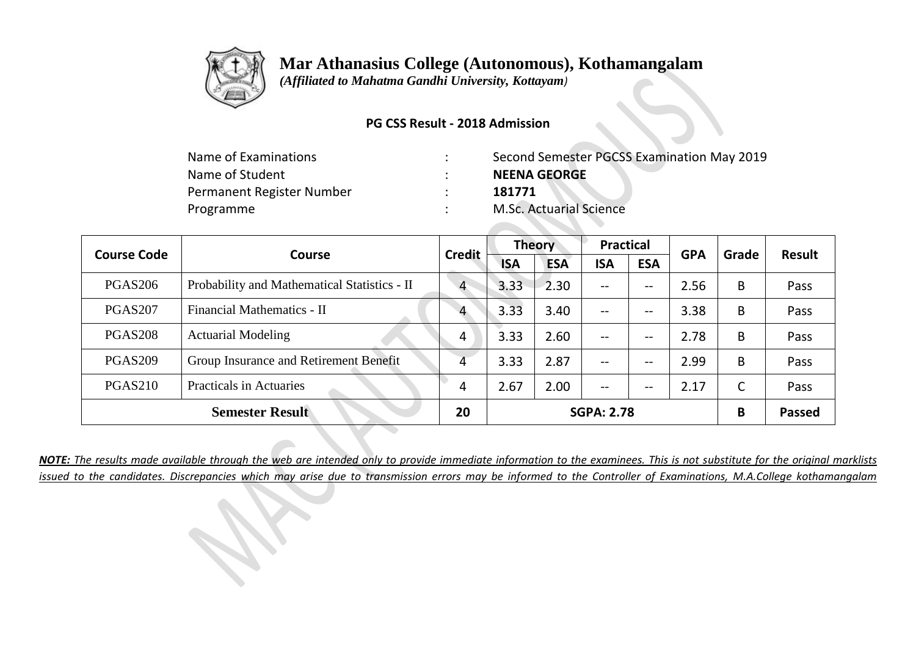# Mar Athanasius College (Autonomous), Kothamangalam

*(Affiliated to Mahatma Gandhi University, Kottayam)*

**PG CSS Result - 2018 Admission**

| | | |
|---|---|---|
| Name of Examinations | : | Second Semester PGCSS Examination May 2019 |
| Name of Student | : | **NEENA GEORGE** |
| Permanent Register Number | : | **181771** |
| Programme | : | M.Sc. Actuarial Science |

| Course Code | Course | Credit | Theory | | Practical | | GPA | Grade | Result |
|---|---|---|---|---|---|---|---|---|---|
| | | | ISA | ESA | ISA | ESA | | | |
| PGAS206 | Probability and Mathematical Statistics - II | 4 | 3.33 | 2.30 | -- | -- | 2.56 | B | Pass |
| PGAS207 | Financial Mathematics - II | 4 | 3.33 | 3.40 | -- | -- | 3.38 | B | Pass |
| PGAS208 | Actuarial Modeling | 4 | 3.33 | 2.60 | -- | -- | 2.78 | B | Pass |
| PGAS209 | Group Insurance and Retirement Benefit | 4 | 3.33 | 2.87 | -- | -- | 2.99 | B | Pass |
| PGAS210 | Practicals in Actuaries | 4 | 2.67 | 2.00 | -- | -- | 2.17 | C | Pass |
| **Semester Result** | | **20** | **SGPA: 2.78** | | | | | **B** | **Passed** |

***NOTE:*** *The results made available through the web are intended only to provide immediate information to the examinees. This is not substitute for the original marklists issued to the candidates. Discrepancies which may arise due to transmission errors may be informed to the Controller of Examinations, M.A.College kothamangalam*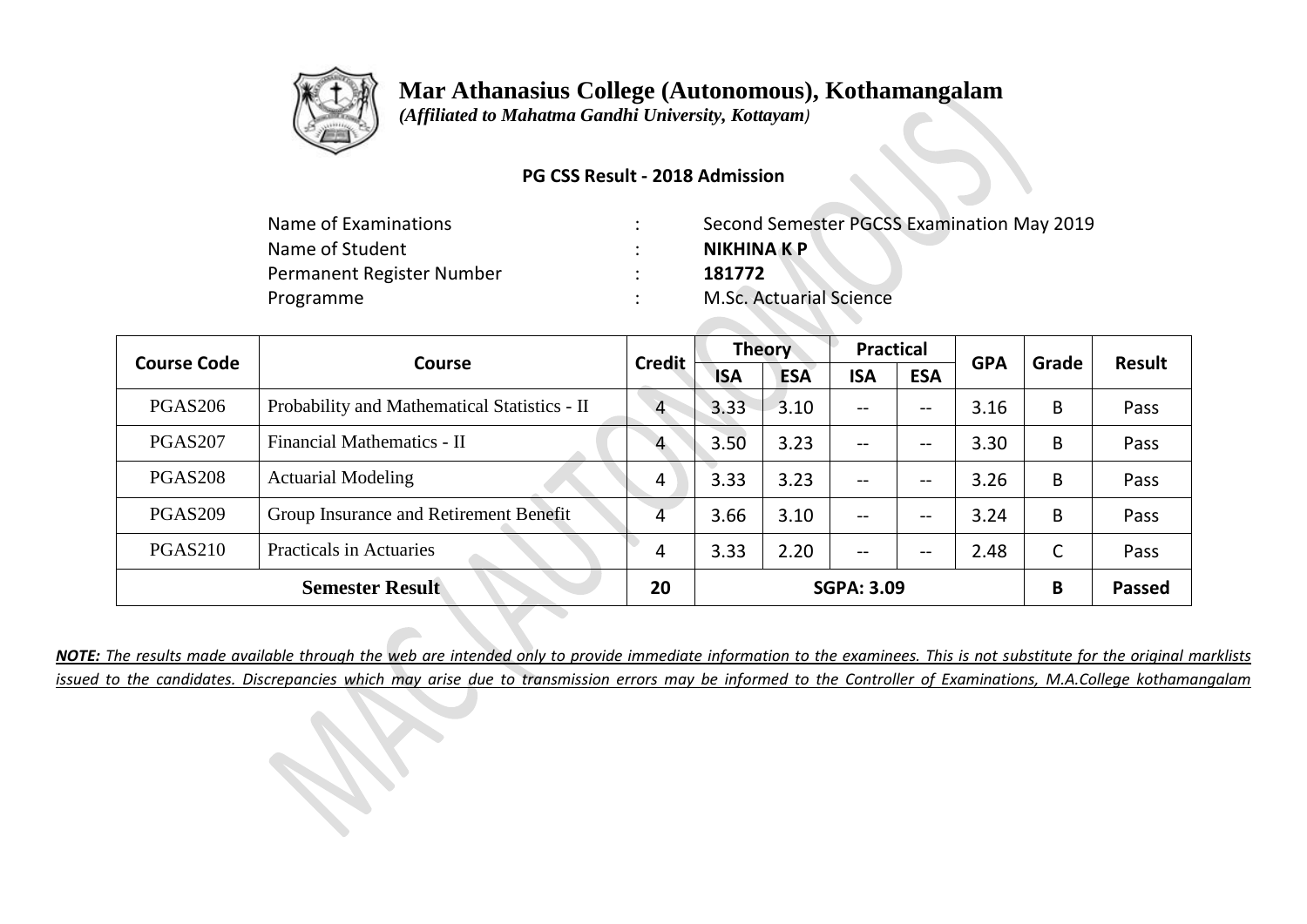# Mar Athanasius College (Autonomous), Kothamangalam

*(Affiliated to Mahatma Gandhi University, Kottayam)*

**PG CSS Result - 2018 Admission**

| | | |
|---|---|---|
| Name of Examinations | : | Second Semester PGCSS Examination May 2019 |
| Name of Student | : | **NIKHINA K P** |
| Permanent Register Number | : | **181772** |
| Programme | : | M.Sc. Actuarial Science |

| Course Code | Course | Credit | Theory | | Practical | | GPA | Grade | Result |
|---|---|---|---|---|---|---|---|---|---|
| | | | ISA | ESA | ISA | ESA | | | |
| PGAS206 | Probability and Mathematical Statistics - II | 4 | 3.33 | 3.10 | -- | -- | 3.16 | B | Pass |
| PGAS207 | Financial Mathematics - II | 4 | 3.50 | 3.23 | -- | -- | 3.30 | B | Pass |
| PGAS208 | Actuarial Modeling | 4 | 3.33 | 3.23 | -- | -- | 3.26 | B | Pass |
| PGAS209 | Group Insurance and Retirement Benefit | 4 | 3.66 | 3.10 | -- | -- | 3.24 | B | Pass |
| PGAS210 | Practicals in Actuaries | 4 | 3.33 | 2.20 | -- | -- | 2.48 | C | Pass |
| **Semester Result** | | **20** | **SGPA: 3.09** | | | | | **B** | **Passed** |

***NOTE:*** *The results made available through the web are intended only to provide immediate information to the examinees. This is not substitute for the original marklists issued to the candidates. Discrepancies which may arise due to transmission errors may be informed to the Controller of Examinations, M.A.College kothamangalam*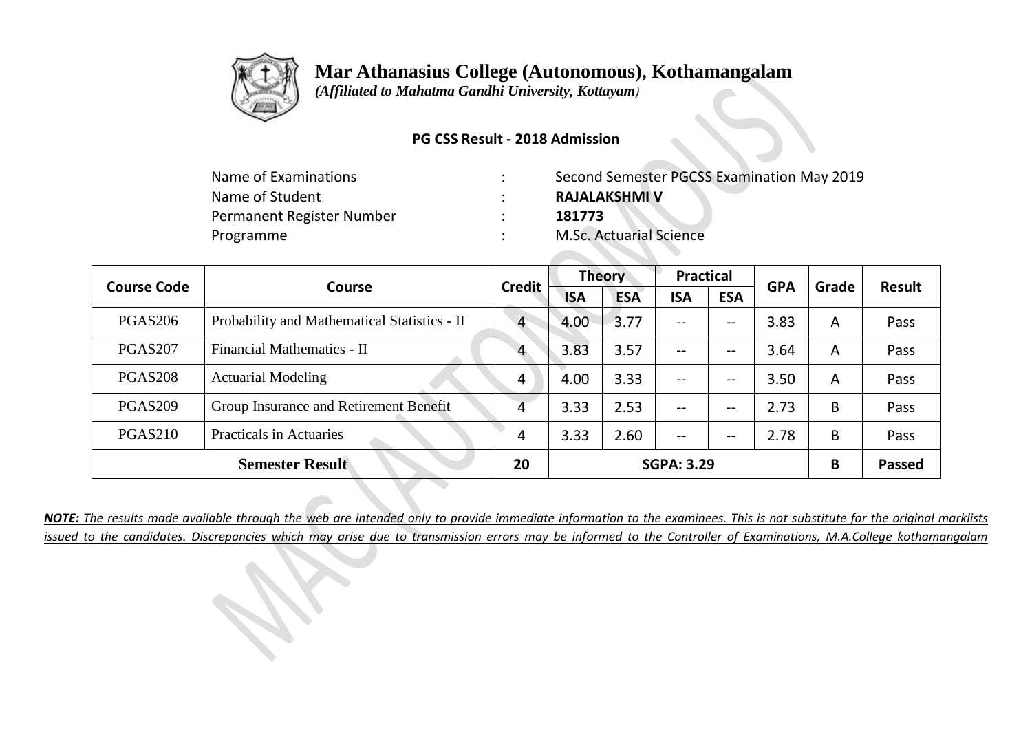# Mar Athanasius College (Autonomous), Kothamangalam

*(Affiliated to Mahatma Gandhi University, Kottayam)*

**PG CSS Result - 2018 Admission**

| | | |
|---|---|---|
| Name of Examinations | : | Second Semester PGCSS Examination May 2019 |
| Name of Student | : | **RAJALAKSHMI V** |
| Permanent Register Number | : | **181773** |
| Programme | : | M.Sc. Actuarial Science |

| Course Code | Course | Credit | Theory | | Practical | | GPA | Grade | Result |
|---|---|---|---|---|---|---|---|---|---|
| | | | ISA | ESA | ISA | ESA | | | |
| PGAS206 | Probability and Mathematical Statistics - II | 4 | 4.00 | 3.77 | -- | -- | 3.83 | A | Pass |
| PGAS207 | Financial Mathematics - II | 4 | 3.83 | 3.57 | -- | -- | 3.64 | A | Pass |
| PGAS208 | Actuarial Modeling | 4 | 4.00 | 3.33 | -- | -- | 3.50 | A | Pass |
| PGAS209 | Group Insurance and Retirement Benefit | 4 | 3.33 | 2.53 | -- | -- | 2.73 | B | Pass |
| PGAS210 | Practicals in Actuaries | 4 | 3.33 | 2.60 | -- | -- | 2.78 | B | Pass |
| **Semester Result** | | **20** | **SGPA: 3.29** | | | | | **B** | **Passed** |

***NOTE:*** *The results made available through the web are intended only to provide immediate information to the examinees. This is not substitute for the original marklists issued to the candidates. Discrepancies which may arise due to transmission errors may be informed to the Controller of Examinations, M.A.College kothamangalam*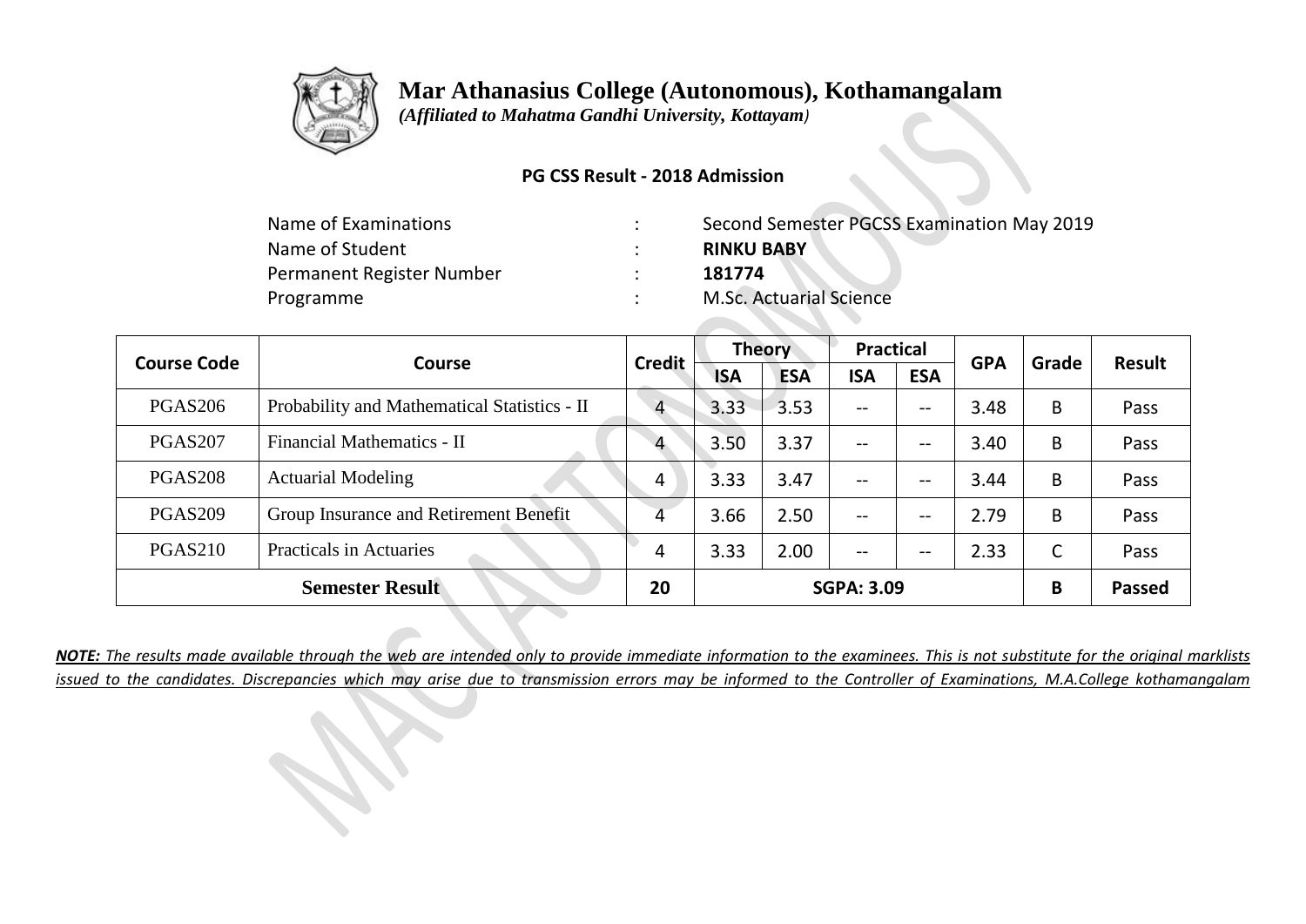# Mar Athanasius College (Autonomous), Kothamangalam

*(Affiliated to Mahatma Gandhi University, Kottayam)*

**PG CSS Result - 2018 Admission**

| | | |
|---|---|---|
| Name of Examinations | : | Second Semester PGCSS Examination May 2019 |
| Name of Student | : | **RINKU BABY** |
| Permanent Register Number | : | **181774** |
| Programme | : | M.Sc. Actuarial Science |

| Course Code | Course | Credit | Theory | | Practical | | GPA | Grade | Result |
|---|---|---|---|---|---|---|---|---|---|
| | | | ISA | ESA | ISA | ESA | | | |
| PGAS206 | Probability and Mathematical Statistics - II | 4 | 3.33 | 3.53 | -- | -- | 3.48 | B | Pass |
| PGAS207 | Financial Mathematics - II | 4 | 3.50 | 3.37 | -- | -- | 3.40 | B | Pass |
| PGAS208 | Actuarial Modeling | 4 | 3.33 | 3.47 | -- | -- | 3.44 | B | Pass |
| PGAS209 | Group Insurance and Retirement Benefit | 4 | 3.66 | 2.50 | -- | -- | 2.79 | B | Pass |
| PGAS210 | Practicals in Actuaries | 4 | 3.33 | 2.00 | -- | -- | 2.33 | C | Pass |
| **Semester Result** | | **20** | **SGPA: 3.09** | | | | | **B** | **Passed** |

***NOTE:*** *The results made available through the web are intended only to provide immediate information to the examinees. This is not substitute for the original marklists issued to the candidates. Discrepancies which may arise due to transmission errors may be informed to the Controller of Examinations, M.A.College kothamangalam*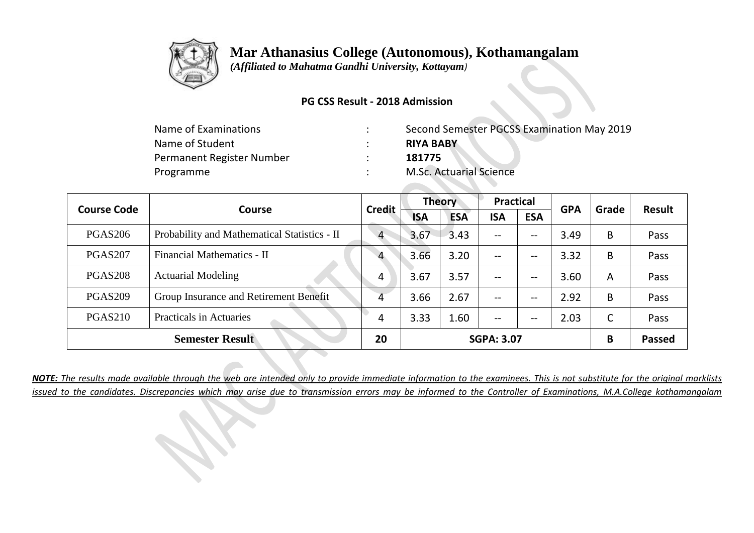# Mar Athanasius College (Autonomous), Kothamangalam

*(Affiliated to Mahatma Gandhi University, Kottayam)*

**PG CSS Result - 2018 Admission**

| | | |
|---|---|---|
| Name of Examinations | : | Second Semester PGCSS Examination May 2019 |
| Name of Student | : | **RIYA BABY** |
| Permanent Register Number | : | **181775** |
| Programme | : | M.Sc. Actuarial Science |

| Course Code | Course | Credit | Theory | | Practical | | GPA | Grade | Result |
|---|---|---|---|---|---|---|---|---|---|
| | | | ISA | ESA | ISA | ESA | | | |
| PGAS206 | Probability and Mathematical Statistics - II | 4 | 3.67 | 3.43 | -- | -- | 3.49 | B | Pass |
| PGAS207 | Financial Mathematics - II | 4 | 3.66 | 3.20 | -- | -- | 3.32 | B | Pass |
| PGAS208 | Actuarial Modeling | 4 | 3.67 | 3.57 | -- | -- | 3.60 | A | Pass |
| PGAS209 | Group Insurance and Retirement Benefit | 4 | 3.66 | 2.67 | -- | -- | 2.92 | B | Pass |
| PGAS210 | Practicals in Actuaries | 4 | 3.33 | 1.60 | -- | -- | 2.03 | C | Pass |
| **Semester Result** | | **20** | **SGPA: 3.07** | | | | | **B** | **Passed** |

***NOTE:*** *The results made available through the web are intended only to provide immediate information to the examinees. This is not substitute for the original marklists issued to the candidates. Discrepancies which may arise due to transmission errors may be informed to the Controller of Examinations, M.A.College kothamangalam*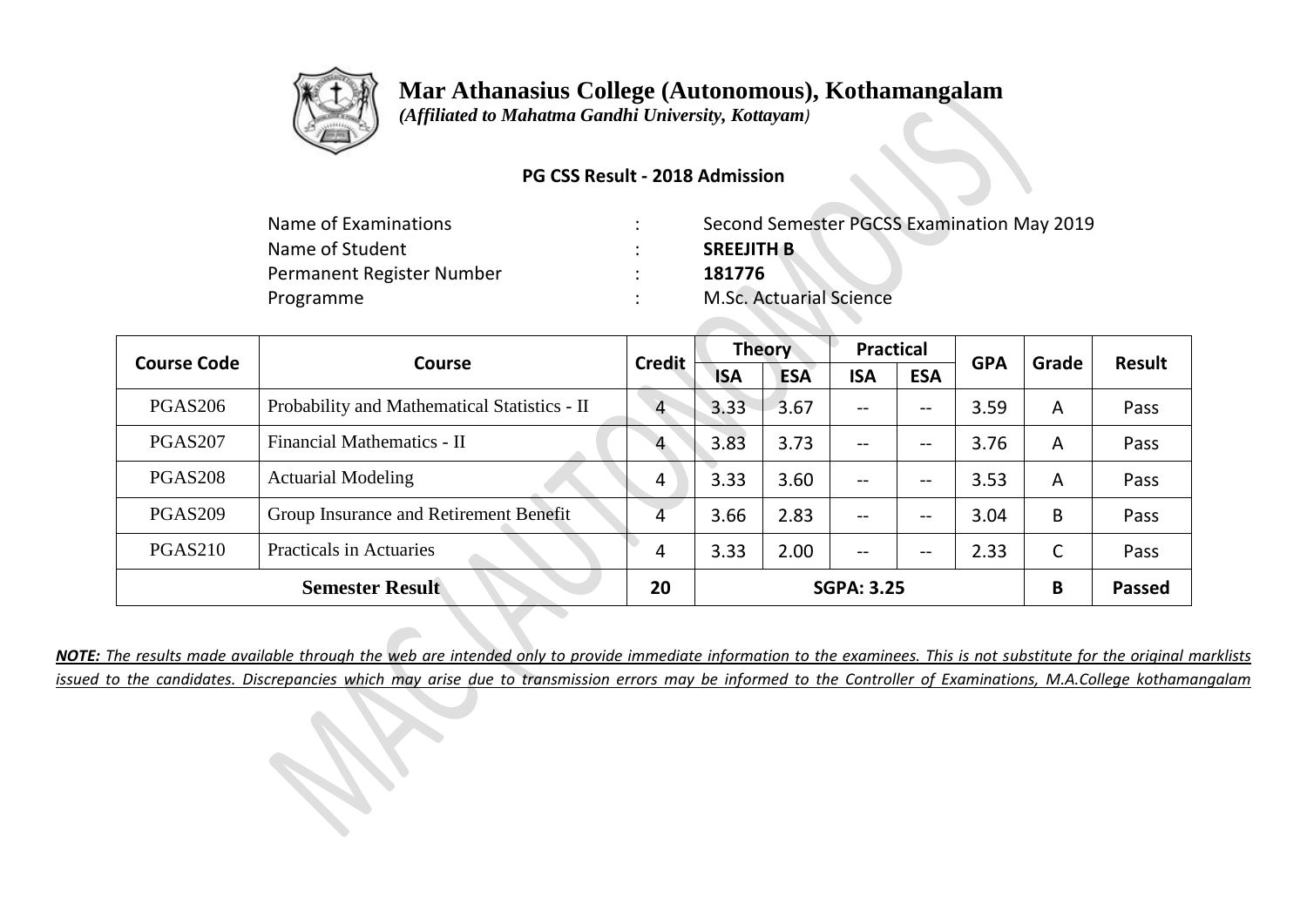# Mar Athanasius College (Autonomous), Kothamangalam

*(Affiliated to Mahatma Gandhi University, Kottayam)*

**PG CSS Result - 2018 Admission**

| | | |
|---|---|---|
| Name of Examinations | : | Second Semester PGCSS Examination May 2019 |
| Name of Student | : | **SREEJITH B** |
| Permanent Register Number | : | **181776** |
| Programme | : | M.Sc. Actuarial Science |

| Course Code | Course | Credit | Theory | | Practical | | GPA | Grade | Result |
|---|---|---|---|---|---|---|---|---|---|
| | | | ISA | ESA | ISA | ESA | | | |
| PGAS206 | Probability and Mathematical Statistics - II | 4 | 3.33 | 3.67 | -- | -- | 3.59 | A | Pass |
| PGAS207 | Financial Mathematics - II | 4 | 3.83 | 3.73 | -- | -- | 3.76 | A | Pass |
| PGAS208 | Actuarial Modeling | 4 | 3.33 | 3.60 | -- | -- | 3.53 | A | Pass |
| PGAS209 | Group Insurance and Retirement Benefit | 4 | 3.66 | 2.83 | -- | -- | 3.04 | B | Pass |
| PGAS210 | Practicals in Actuaries | 4 | 3.33 | 2.00 | -- | -- | 2.33 | C | Pass |
| **Semester Result** | | **20** | **SGPA: 3.25** | | | | | **B** | **Passed** |

***NOTE:*** *The results made available through the web are intended only to provide immediate information to the examinees. This is not substitute for the original marklists issued to the candidates. Discrepancies which may arise due to transmission errors may be informed to the Controller of Examinations, M.A.College kothamangalam*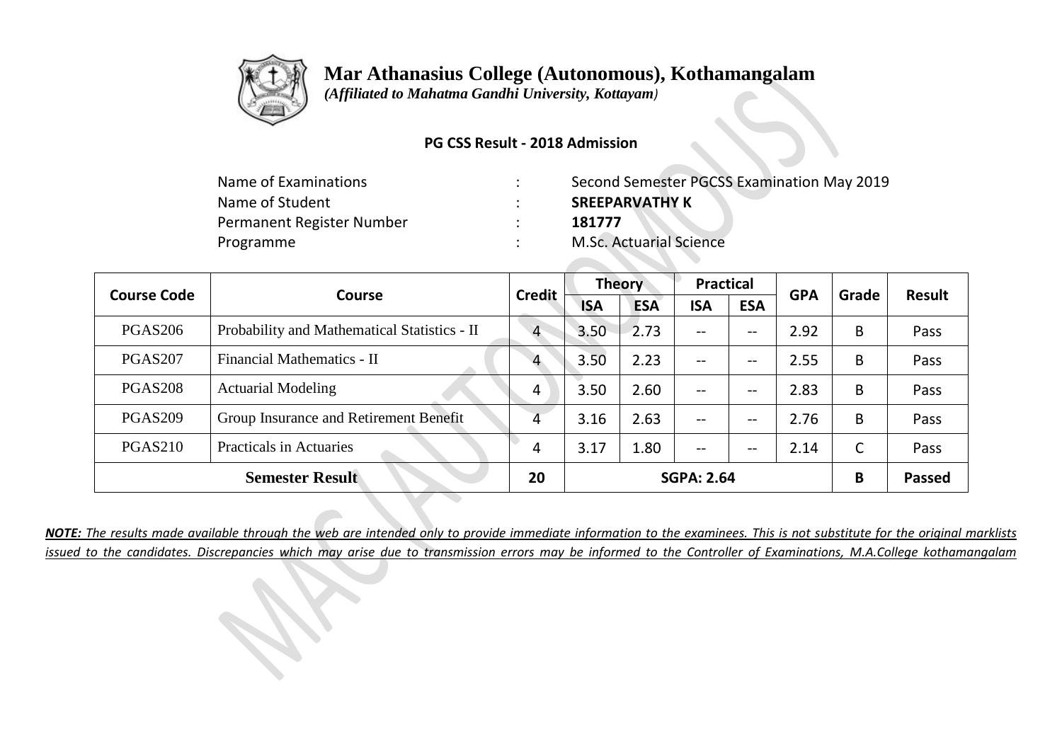# Mar Athanasius College (Autonomous), Kothamangalam

*(Affiliated to Mahatma Gandhi University, Kottayam)*

**PG CSS Result - 2018 Admission**

| | | |
|---|---|---|
| Name of Examinations | : | Second Semester PGCSS Examination May 2019 |
| Name of Student | : | **SREEPARVATHY K** |
| Permanent Register Number | : | **181777** |
| Programme | : | M.Sc. Actuarial Science |

| Course Code | Course | Credit | Theory | | Practical | | GPA | Grade | Result |
|---|---|---|---|---|---|---|---|---|---|
| | | | ISA | ESA | ISA | ESA | | | |
| PGAS206 | Probability and Mathematical Statistics - II | 4 | 3.50 | 2.73 | -- | -- | 2.92 | B | Pass |
| PGAS207 | Financial Mathematics - II | 4 | 3.50 | 2.23 | -- | -- | 2.55 | B | Pass |
| PGAS208 | Actuarial Modeling | 4 | 3.50 | 2.60 | -- | -- | 2.83 | B | Pass |
| PGAS209 | Group Insurance and Retirement Benefit | 4 | 3.16 | 2.63 | -- | -- | 2.76 | B | Pass |
| PGAS210 | Practicals in Actuaries | 4 | 3.17 | 1.80 | -- | -- | 2.14 | C | Pass |
| **Semester Result** | | **20** | **SGPA: 2.64** | | | | | **B** | **Passed** |

***NOTE:*** *The results made available through the web are intended only to provide immediate information to the examinees. This is not substitute for the original marklists issued to the candidates. Discrepancies which may arise due to transmission errors may be informed to the Controller of Examinations, M.A.College kothamangalam*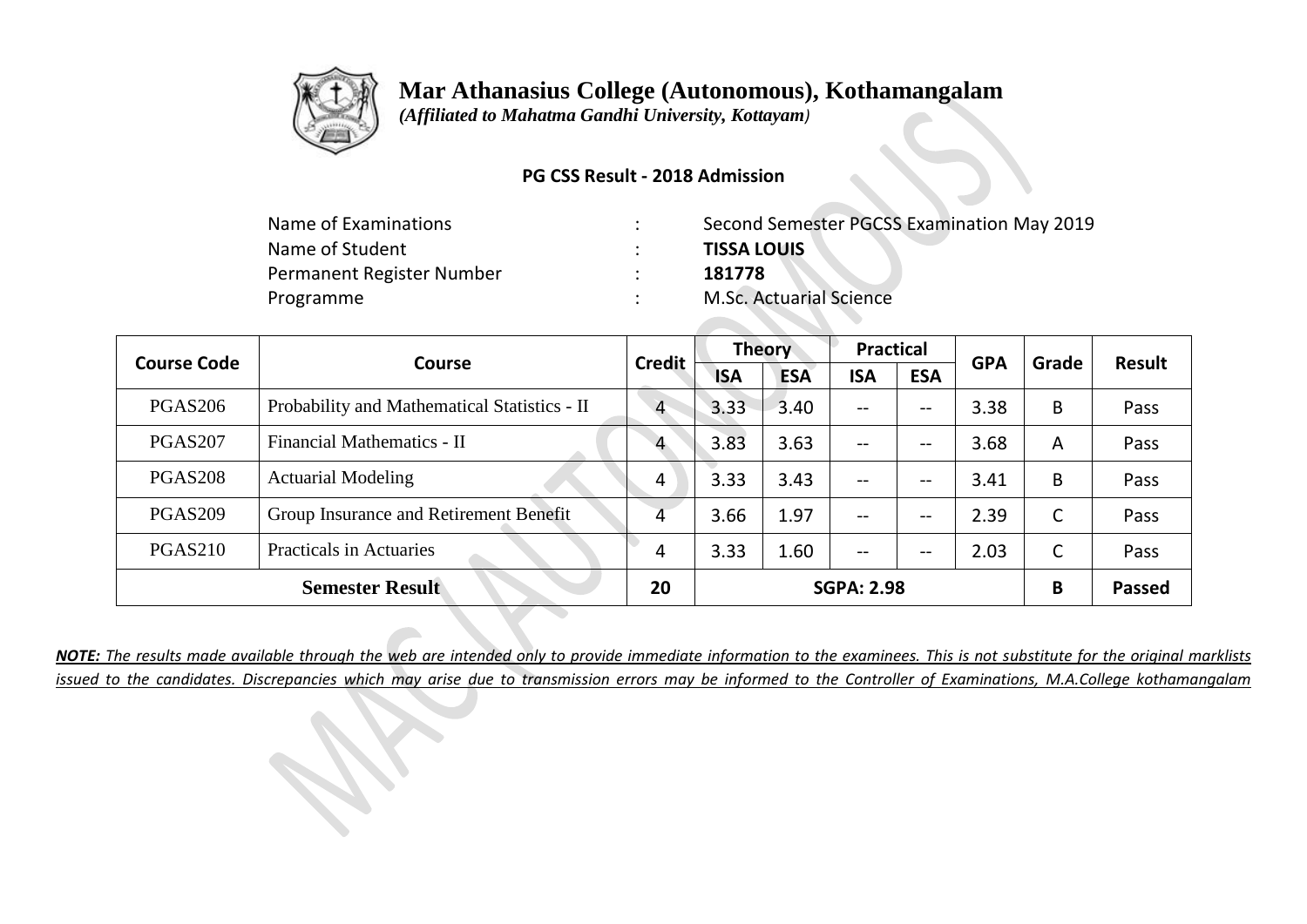# Mar Athanasius College (Autonomous), Kothamangalam

*(Affiliated to Mahatma Gandhi University, Kottayam)*

**PG CSS Result - 2018 Admission**

| | | |
|---|---|---|
| Name of Examinations | : | Second Semester PGCSS Examination May 2019 |
| Name of Student | : | **TISSA LOUIS** |
| Permanent Register Number | : | **181778** |
| Programme | : | M.Sc. Actuarial Science |

| Course Code | Course | Credit | Theory | | Practical | | GPA | Grade | Result |
|---|---|---|---|---|---|---|---|---|---|
| | | | ISA | ESA | ISA | ESA | | | |
| PGAS206 | Probability and Mathematical Statistics - II | 4 | 3.33 | 3.40 | -- | -- | 3.38 | B | Pass |
| PGAS207 | Financial Mathematics - II | 4 | 3.83 | 3.63 | -- | -- | 3.68 | A | Pass |
| PGAS208 | Actuarial Modeling | 4 | 3.33 | 3.43 | -- | -- | 3.41 | B | Pass |
| PGAS209 | Group Insurance and Retirement Benefit | 4 | 3.66 | 1.97 | -- | -- | 2.39 | C | Pass |
| PGAS210 | Practicals in Actuaries | 4 | 3.33 | 1.60 | -- | -- | 2.03 | C | Pass |
| **Semester Result** | | **20** | **SGPA: 2.98** | | | | | **B** | **Passed** |

***NOTE:*** *The results made available through the web are intended only to provide immediate information to the examinees. This is not substitute for the original marklists issued to the candidates. Discrepancies which may arise due to transmission errors may be informed to the Controller of Examinations, M.A.College kothamangalam*